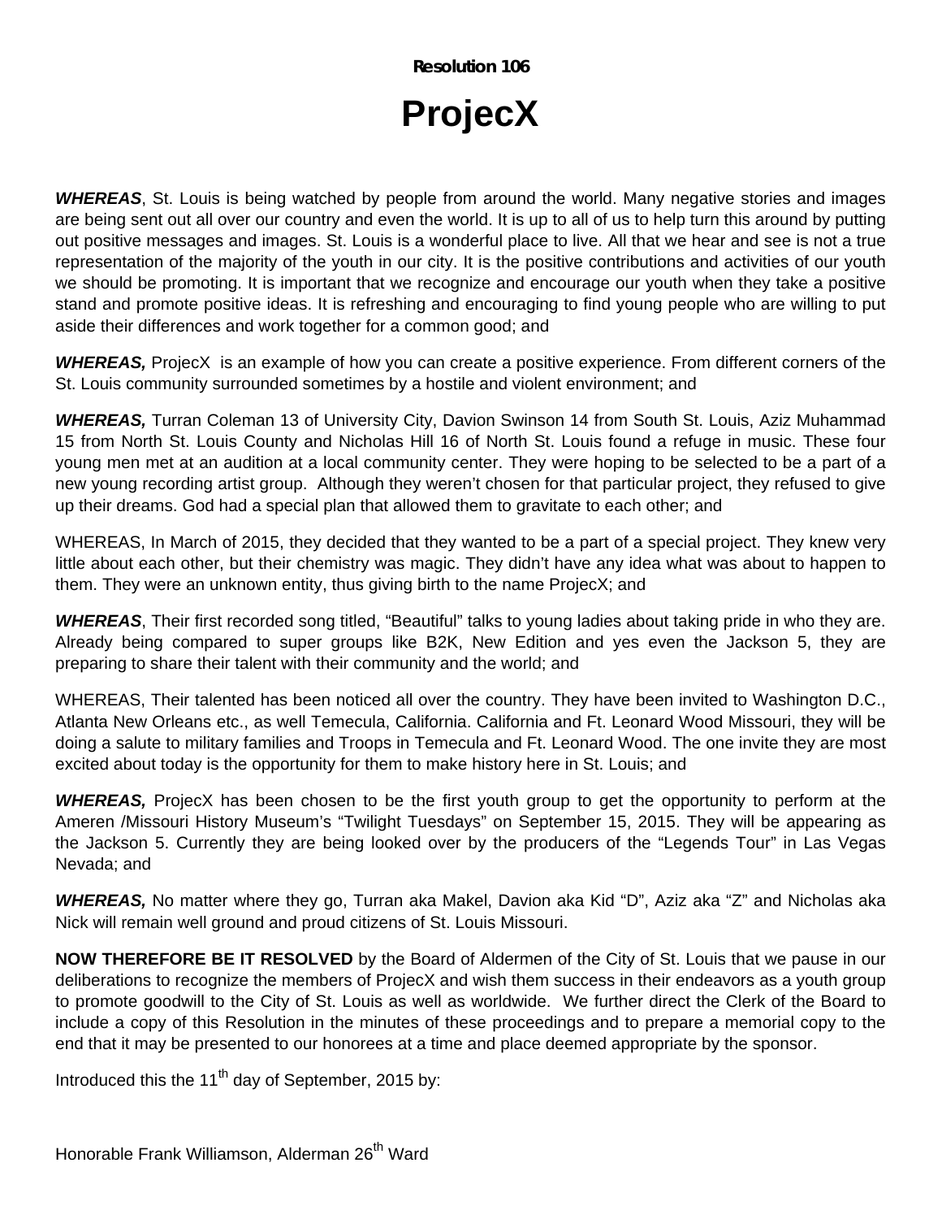**Resolution 106**

# ProjecX

***WHEREAS***, St. Louis is being watched by people from around the world. Many negative stories and images are being sent out all over our country and even the world. It is up to all of us to help turn this around by putting out positive messages and images. St. Louis is a wonderful place to live. All that we hear and see is not a true representation of the majority of the youth in our city. It is the positive contributions and activities of our youth we should be promoting. It is important that we recognize and encourage our youth when they take a positive stand and promote positive ideas. It is refreshing and encouraging to find young people who are willing to put aside their differences and work together for a common good; and

***WHEREAS,*** ProjecX is an example of how you can create a positive experience. From different corners of the St. Louis community surrounded sometimes by a hostile and violent environment; and

***WHEREAS,*** Turran Coleman 13 of University City, Davion Swinson 14 from South St. Louis, Aziz Muhammad 15 from North St. Louis County and Nicholas Hill 16 of North St. Louis found a refuge in music. These four young men met at an audition at a local community center. They were hoping to be selected to be a part of a new young recording artist group. Although they weren't chosen for that particular project, they refused to give up their dreams. God had a special plan that allowed them to gravitate to each other; and

WHEREAS, In March of 2015, they decided that they wanted to be a part of a special project. They knew very little about each other, but their chemistry was magic. They didn't have any idea what was about to happen to them. They were an unknown entity, thus giving birth to the name ProjecX; and

***WHEREAS***, Their first recorded song titled, "Beautiful" talks to young ladies about taking pride in who they are. Already being compared to super groups like B2K, New Edition and yes even the Jackson 5, they are preparing to share their talent with their community and the world; and

WHEREAS, Their talented has been noticed all over the country. They have been invited to Washington D.C., Atlanta New Orleans etc., as well Temecula, California. California and Ft. Leonard Wood Missouri, they will be doing a salute to military families and Troops in Temecula and Ft. Leonard Wood. The one invite they are most excited about today is the opportunity for them to make history here in St. Louis; and

***WHEREAS,*** ProjecX has been chosen to be the first youth group to get the opportunity to perform at the Ameren /Missouri History Museum's "Twilight Tuesdays" on September 15, 2015. They will be appearing as the Jackson 5. Currently they are being looked over by the producers of the "Legends Tour" in Las Vegas Nevada; and

***WHEREAS,*** No matter where they go, Turran aka Makel, Davion aka Kid "D", Aziz aka "Z" and Nicholas aka Nick will remain well ground and proud citizens of St. Louis Missouri.

**NOW THEREFORE BE IT RESOLVED** by the Board of Aldermen of the City of St. Louis that we pause in our deliberations to recognize the members of ProjecX and wish them success in their endeavors as a youth group to promote goodwill to the City of St. Louis as well as worldwide. We further direct the Clerk of the Board to include a copy of this Resolution in the minutes of these proceedings and to prepare a memorial copy to the end that it may be presented to our honorees at a time and place deemed appropriate by the sponsor.

Introduced this the 11th day of September, 2015 by:

Honorable Frank Williamson, Alderman 26th Ward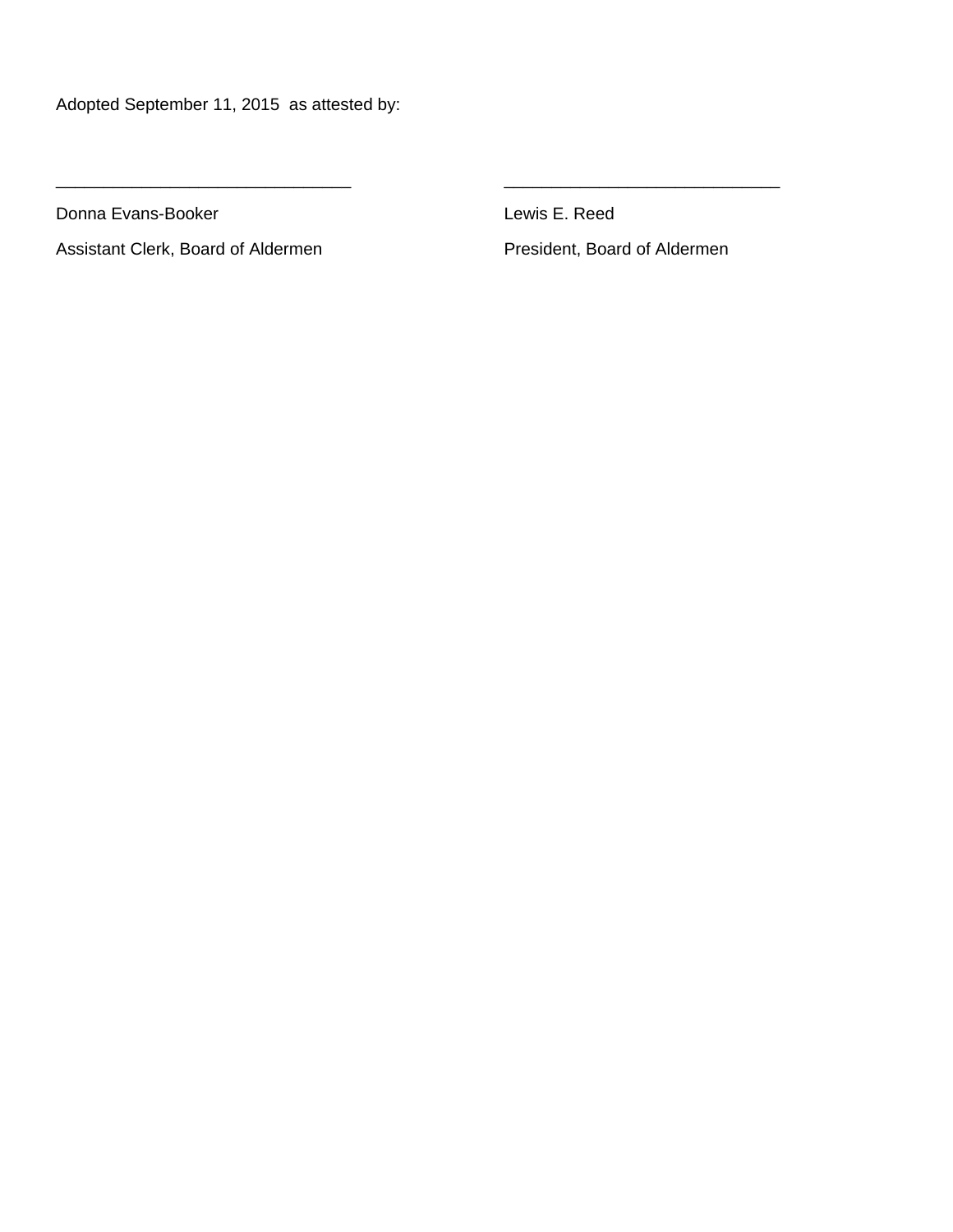Adopted September 11, 2015 as attested by:

| | |
|---|---|
| ______________________________ | ______________________________ |
| Donna Evans-Booker | Lewis E. Reed |
| Assistant Clerk, Board of Aldermen | President, Board of Aldermen |